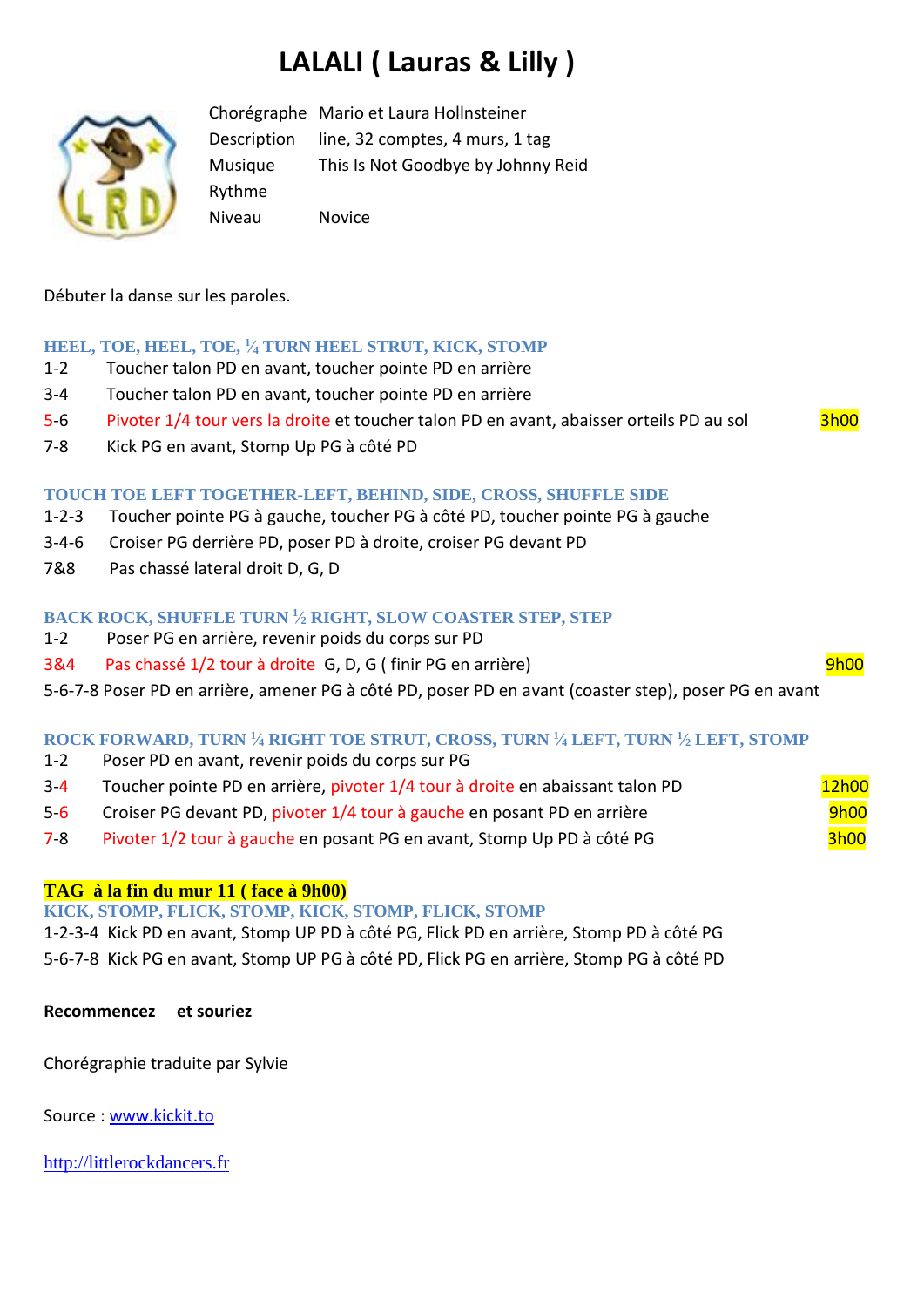# LALALI ( Lauras & Lilly )

| | |
|---|---|
| Chorégraphe | Mario et Laura Hollnsteiner |
| Description | line, 32 comptes, 4 murs, 1 tag |
| Musique | This Is Not Goodbye by Johnny Reid |
| Rythme | |
| Niveau | Novice |

Débuter la danse sur les paroles.

### HEEL, TOE, HEEL, TOE, ¼ TURN HEEL STRUT, KICK, STOMP

1-2 Toucher talon PD en avant, toucher pointe PD en arrière
3-4 Toucher talon PD en avant, toucher pointe PD en arrière
5-6 Pivoter 1/4 tour vers la droite et toucher talon PD en avant, abaisser orteils PD au sol — 3h00
7-8 Kick PG en avant, Stomp Up PG à côté PD

### TOUCH TOE LEFT TOGETHER-LEFT, BEHIND, SIDE, CROSS, SHUFFLE SIDE

1-2-3 Toucher pointe PG à gauche, toucher PG à côté PD, toucher pointe PG à gauche
3-4-6 Croiser PG derrière PD, poser PD à droite, croiser PG devant PD
7&8 Pas chassé lateral droit D, G, D

### BACK ROCK, SHUFFLE TURN ½ RIGHT, SLOW COASTER STEP, STEP

1-2 Poser PG en arrière, revenir poids du corps sur PD
3&4 Pas chassé 1/2 tour à droite G, D, G ( finir PG en arrière) — 9h00
5-6-7-8 Poser PD en arrière, amener PG à côté PD, poser PD en avant (coaster step), poser PG en avant

### ROCK FORWARD, TURN ¼ RIGHT TOE STRUT, CROSS, TURN ¼ LEFT, TURN ½ LEFT, STOMP

1-2 Poser PD en avant, revenir poids du corps sur PG
3-4 Toucher pointe PD en arrière, pivoter 1/4 tour à droite en abaissant talon PD — 12h00
5-6 Croiser PG devant PD, pivoter 1/4 tour à gauche en posant PD en arrière — 9h00
7-8 Pivoter 1/2 tour à gauche en posant PG en avant, Stomp Up PD à côté PG — 3h00

**TAG à la fin du mur 11 ( face à 9h00)**

### KICK, STOMP, FLICK, STOMP, KICK, STOMP, FLICK, STOMP

1-2-3-4 Kick PD en avant, Stomp UP PD à côté PG, Flick PD en arrière, Stomp PD à côté PG
5-6-7-8 Kick PG en avant, Stomp UP PG à côté PD, Flick PG en arrière, Stomp PG à côté PD

**Recommencez et souriez**

Chorégraphie traduite par Sylvie

Source : www.kickit.to

http://littlerockdancers.fr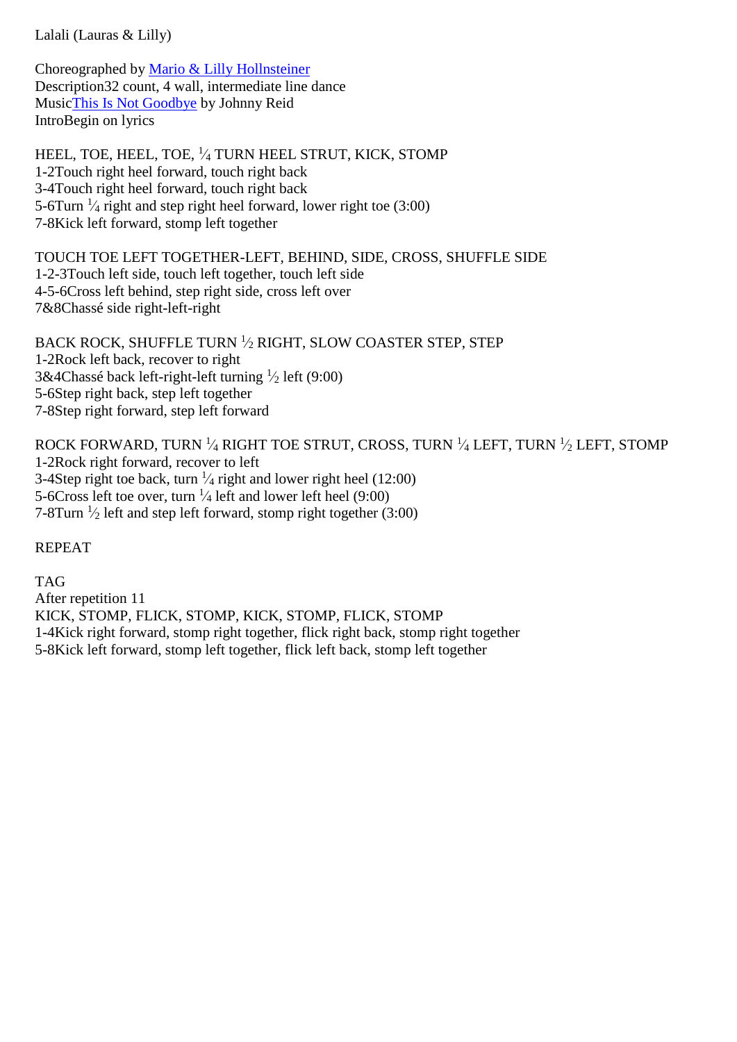Lalali (Lauras & Lilly)

Choreographed by Mario & Lilly Hollnsteiner
Description32 count, 4 wall, intermediate line dance
MusicThis Is Not Goodbye by Johnny Reid
IntroBegin on lyrics

HEEL, TOE, HEEL, TOE, ¼ TURN HEEL STRUT, KICK, STOMP
1-2Touch right heel forward, touch right back
3-4Touch right heel forward, touch right back
5-6Turn ¼ right and step right heel forward, lower right toe (3:00)
7-8Kick left forward, stomp left together

TOUCH TOE LEFT TOGETHER-LEFT, BEHIND, SIDE, CROSS, SHUFFLE SIDE
1-2-3Touch left side, touch left together, touch left side
4-5-6Cross left behind, step right side, cross left over
7&8Chassé side right-left-right

BACK ROCK, SHUFFLE TURN ½ RIGHT, SLOW COASTER STEP, STEP
1-2Rock left back, recover to right
3&4Chassé back left-right-left turning ½ left (9:00)
5-6Step right back, step left together
7-8Step right forward, step left forward

ROCK FORWARD, TURN ¼ RIGHT TOE STRUT, CROSS, TURN ¼ LEFT, TURN ½ LEFT, STOMP
1-2Rock right forward, recover to left
3-4Step right toe back, turn ¼ right and lower right heel (12:00)
5-6Cross left toe over, turn ¼ left and lower left heel (9:00)
7-8Turn ½ left and step left forward, stomp right together (3:00)

REPEAT

TAG
After repetition 11
KICK, STOMP, FLICK, STOMP, KICK, STOMP, FLICK, STOMP
1-4Kick right forward, stomp right together, flick right back, stomp right together
5-8Kick left forward, stomp left together, flick left back, stomp left together